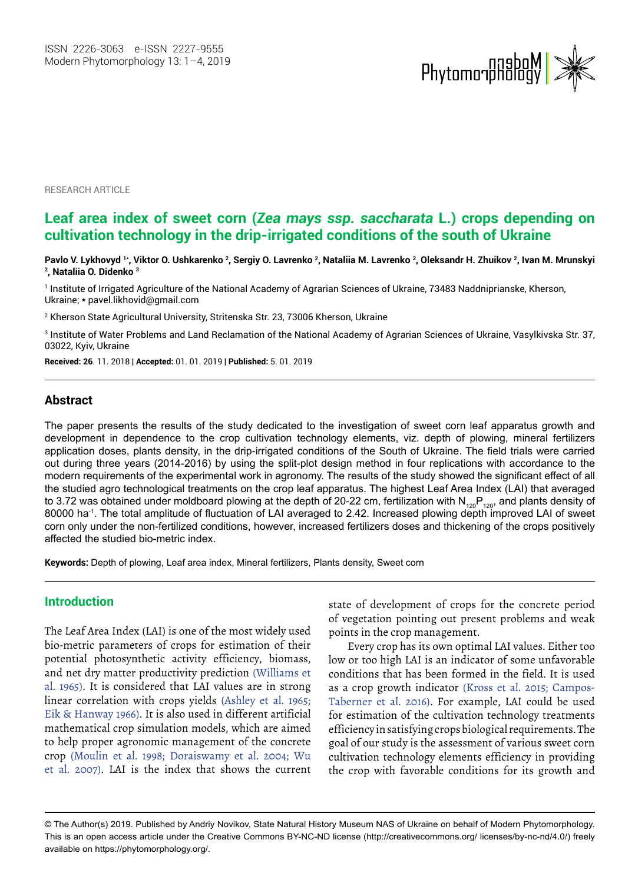RESEARCH ARTICLE

# Leaf area index of sweet corn (*Zea mays ssp. saccharata* L.) crops depending on cultivation technology in the drip-irrigated conditions of the south of Ukraine

**Pavlo V. Lykhovyd [1*], Viktor O. Ushkarenko [2], Sergiy O. Lavrenko [2], Nataliia M. Lavrenko [2], Oleksandr H. Zhuikov [2], Ivan M. Mrunskyi [2], Nataliia O. Didenko [3]**

[1] Institute of Irrigated Agriculture of the National Academy of Agrarian Sciences of Ukraine, 73483 Naddniprianske, Kherson, Ukraine; * pavel.likhovid@gmail.com

[2] Kherson State Agricultural University, Stritenska Str. 23, 73006 Kherson, Ukraine

[3] Institute of Water Problems and Land Reclamation of the National Academy of Agrarian Sciences of Ukraine, Vasylkivska Str. 37, 03022, Kyiv, Ukraine

**Received: 26**. 11. 2018 | **Accepted:** 01. 01. 2019 | **Published:** 5. 01. 2019

## Abstract

The paper presents the results of the study dedicated to the investigation of sweet corn leaf apparatus growth and development in dependence to the crop cultivation technology elements, viz. depth of plowing, mineral fertilizers application doses, plants density, in the drip-irrigated conditions of the South of Ukraine. The field trials were carried out during three years (2014-2016) by using the split-plot design method in four replications with accordance to the modern requirements of the experimental work in agronomy. The results of the study showed the significant effect of all the studied agro technological treatments on the crop leaf apparatus. The highest Leaf Area Index (LAI) that averaged to 3.72 was obtained under moldboard plowing at the depth of 20-22 cm, fertilization with $N_{120}P_{120}$, and plants density of 80000 $ha^{-1}$. The total amplitude of fluctuation of LAI averaged to 2.42. Increased plowing depth improved LAI of sweet corn only under the non-fertilized conditions, however, increased fertilizers doses and thickening of the crops positively affected the studied bio-metric index.

**Keywords:** Depth of plowing, Leaf area index, Mineral fertilizers, Plants density, Sweet corn

## Introduction

The Leaf Area Index (LAI) is one of the most widely used bio-metric parameters of crops for estimation of their potential photosynthetic activity efficiency, biomass, and net dry matter productivity prediction (Williams et al. 1965). It is considered that LAI values are in strong linear correlation with crops yields (Ashley et al. 1965; Eik & Hanway 1966). It is also used in different artificial mathematical crop simulation models, which are aimed to help proper agronomic management of the concrete crop (Moulin et al. 1998; Doraiswamy et al. 2004; Wu et al. 2007). LAI is the index that shows the current state of development of crops for the concrete period of vegetation pointing out present problems and weak points in the crop management.

Every crop has its own optimal LAI values. Either too low or too high LAI is an indicator of some unfavorable conditions that has been formed in the field. It is used as a crop growth indicator (Kross et al. 2015; Campos-Taberner et al. 2016). For example, LAI could be used for estimation of the cultivation technology treatments efficiency in satisfying crops biological requirements. The goal of our study is the assessment of various sweet corn cultivation technology elements efficiency in providing the crop with favorable conditions for its growth and

© The Author(s) 2019. Published by Andriy Novikov, State Natural History Museum NAS of Ukraine on behalf of Modern Phytomorphology. This is an open access article under the Creative Commons BY-NC-ND license (http://creativecommons.org/ licenses/by-nc-nd/4.0/) freely available on https://phytomorphology.org/.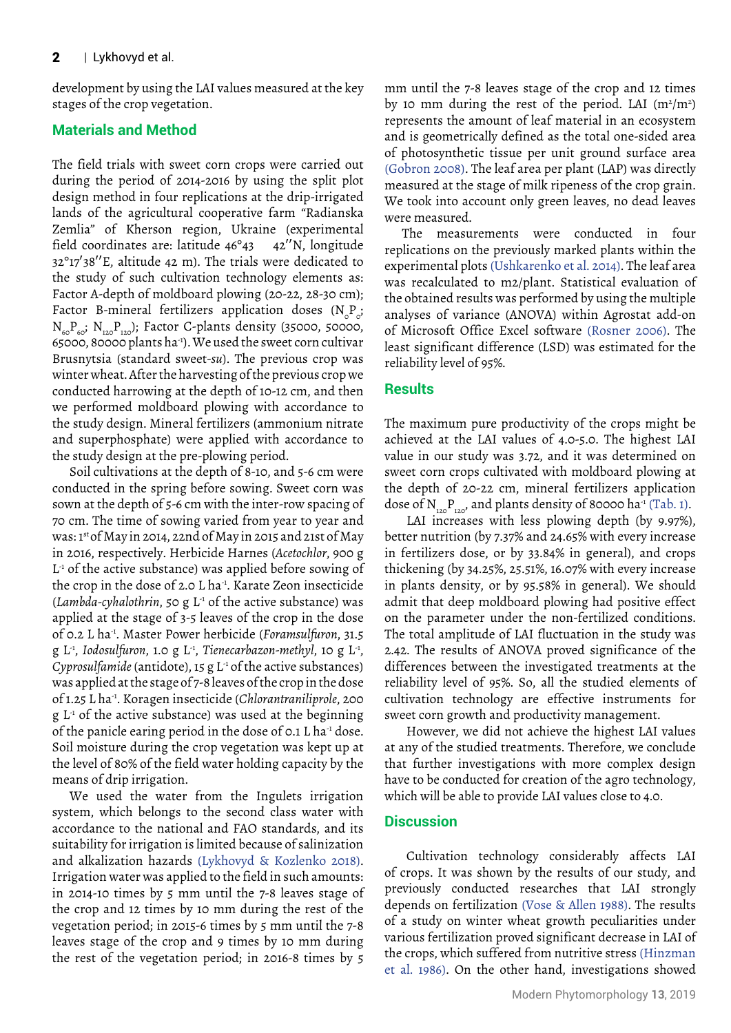development by using the LAI values measured at the key stages of the crop vegetation.

## Materials and Method

The field trials with sweet corn crops were carried out during the period of 2014-2016 by using the split plot design method in four replications at the drip-irrigated lands of the agricultural cooperative farm "Radianska Zemlia" of Kherson region, Ukraine (experimental field coordinates are: latitude 46°43 42′′N, longitude 32°17′38′′E, altitude 42 m). The trials were dedicated to the study of such cultivation technology elements as: Factor A-depth of moldboard plowing (20-22, 28-30 cm); Factor B-mineral fertilizers application doses ($N_0P_0$; $N_{60}P_{60}$; $N_{120}P_{120}$); Factor C-plants density (35000, 50000, 65000, 80000 plants ha$^{-1}$). We used the sweet corn cultivar Brusnytsia (standard sweet-*su*). The previous crop was winter wheat. After the harvesting of the previous crop we conducted harrowing at the depth of 10-12 cm, and then we performed moldboard plowing with accordance to the study design. Mineral fertilizers (ammonium nitrate and superphosphate) were applied with accordance to the study design at the pre-plowing period.

Soil cultivations at the depth of 8-10, and 5-6 cm were conducted in the spring before sowing. Sweet corn was sown at the depth of 5-6 cm with the inter-row spacing of 70 cm. The time of sowing varied from year to year and was: 1st of May in 2014, 22nd of May in 2015 and 21st of May in 2016, respectively. Herbicide Harnes (*Acetochlor*, 900 g L$^{-1}$ of the active substance) was applied before sowing of the crop in the dose of 2.0 L ha$^{-1}$. Karate Zeon insecticide (*Lambda-cyhalothrin*, 50 g L$^{-1}$ of the active substance) was applied at the stage of 3-5 leaves of the crop in the dose of 0.2 L ha$^{-1}$. Master Power herbicide (*Foramsulfuron*, 31.5 g L$^{-1}$, *Iodosulfuron*, 1.0 g L$^{-1}$, *Tienecarbazon-methyl*, 10 g L$^{-1}$, *Cyprosulfamide* (antidote), 15 g L$^{-1}$ of the active substances) was applied at the stage of 7-8 leaves of the crop in the dose of 1.25 L ha$^{-1}$. Koragen insecticide (*Chlorantraniliprole*, 200 g L$^{-1}$ of the active substance) was used at the beginning of the panicle earing period in the dose of 0.1 L ha$^{-1}$ dose. Soil moisture during the crop vegetation was kept up at the level of 80% of the field water holding capacity by the means of drip irrigation.

We used the water from the Ingulets irrigation system, which belongs to the second class water with accordance to the national and FAO standards, and its suitability for irrigation is limited because of salinization and alkalization hazards (Lykhovyd & Kozlenko 2018). Irrigation water was applied to the field in such amounts: in 2014-10 times by 5 mm until the 7-8 leaves stage of the crop and 12 times by 10 mm during the rest of the vegetation period; in 2015-6 times by 5 mm until the 7-8 leaves stage of the crop and 9 times by 10 mm during the rest of the vegetation period; in 2016-8 times by 5 mm until the 7-8 leaves stage of the crop and 12 times by 10 mm during the rest of the period. LAI (m$^2$/m$^2$) represents the amount of leaf material in an ecosystem and is geometrically defined as the total one-sided area of photosynthetic tissue per unit ground surface area (Gobron 2008). The leaf area per plant (LAP) was directly measured at the stage of milk ripeness of the crop grain. We took into account only green leaves, no dead leaves were measured.

The measurements were conducted in four replications on the previously marked plants within the experimental plots (Ushkarenko et al. 2014). The leaf area was recalculated to m2/plant. Statistical evaluation of the obtained results was performed by using the multiple analyses of variance (ANOVA) within Agrostat add-on of Microsoft Office Excel software (Rosner 2006). The least significant difference (LSD) was estimated for the reliability level of 95%.

## Results

The maximum pure productivity of the crops might be achieved at the LAI values of 4.0-5.0. The highest LAI value in our study was 3.72, and it was determined on sweet corn crops cultivated with moldboard plowing at the depth of 20-22 cm, mineral fertilizers application dose of $N_{120}P_{120}$, and plants density of 80000 ha$^{-1}$ (Tab. 1).

LAI increases with less plowing depth (by 9.97%), better nutrition (by 7.37% and 24.65% with every increase in fertilizers dose, or by 33.84% in general), and crops thickening (by 34.25%, 25.51%, 16.07% with every increase in plants density, or by 95.58% in general). We should admit that deep moldboard plowing had positive effect on the parameter under the non-fertilized conditions. The total amplitude of LAI fluctuation in the study was 2.42. The results of ANOVA proved significance of the differences between the investigated treatments at the reliability level of 95%. So, all the studied elements of cultivation technology are effective instruments for sweet corn growth and productivity management.

However, we did not achieve the highest LAI values at any of the studied treatments. Therefore, we conclude that further investigations with more complex design have to be conducted for creation of the agro technology, which will be able to provide LAI values close to 4.0.

## Discussion

Cultivation technology considerably affects LAI of crops. It was shown by the results of our study, and previously conducted researches that LAI strongly depends on fertilization (Vose & Allen 1988). The results of a study on winter wheat growth peculiarities under various fertilization proved significant decrease in LAI of the crops, which suffered from nutritive stress (Hinzman et al. 1986). On the other hand, investigations showed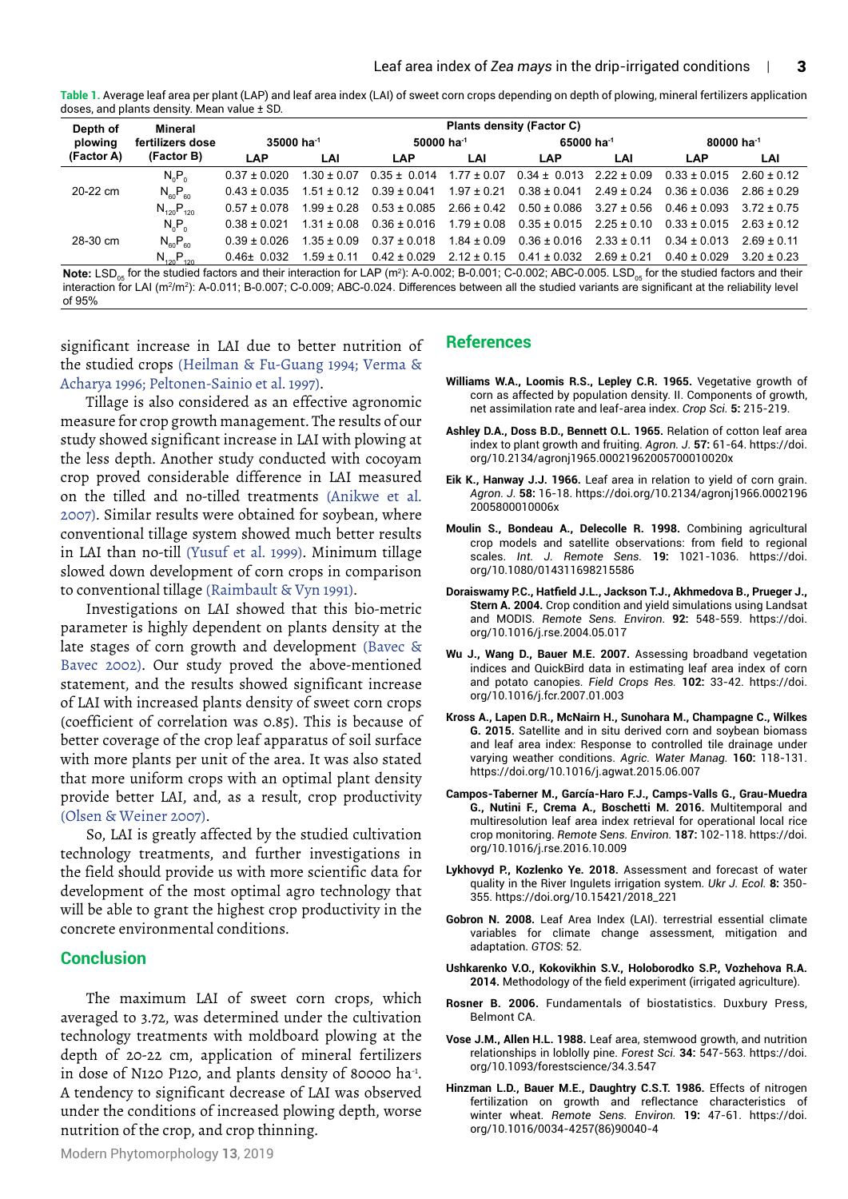**Table 1.** Average leaf area per plant (LAP) and leaf area index (LAI) of sweet corn crops depending on depth of plowing, mineral fertilizers application doses, and plants density. Mean value ± SD.

| Depth of plowing (Factor A) | Mineral fertilizers dose (Factor B) | Plants density (Factor C) | | | | | | | |
|---|---|---|---|---|---|---|---|---|---|
| | | 35000 ha$^{-1}$ | | 50000 ha$^{-1}$ | | 65000 ha$^{-1}$ | | 80000 ha$^{-1}$ | |
| | | LAP | LAI | LAP | LAI | LAP | LAI | LAP | LAI |
| 20-22 cm | $N_0P_0$ | 0.37 ± 0.020 | 1.30 ± 0.07 | 0.35 ± 0.014 | 1.77 ± 0.07 | 0.34 ± 0.013 | 2.22 ± 0.09 | 0.33 ± 0.015 | 2.60 ± 0.12 |
| | $N_{60}P_{60}$ | 0.43 ± 0.035 | 1.51 ± 0.12 | 0.39 ± 0.041 | 1.97 ± 0.21 | 0.38 ± 0.041 | 2.49 ± 0.24 | 0.36 ± 0.036 | 2.86 ± 0.29 |
| | $N_{120}P_{120}$ | 0.57 ± 0.078 | 1.99 ± 0.28 | 0.53 ± 0.085 | 2.66 ± 0.42 | 0.50 ± 0.086 | 3.27 ± 0.56 | 0.46 ± 0.093 | 3.72 ± 0.75 |
| 28-30 cm | $N_0P_0$ | 0.38 ± 0.021 | 1.31 ± 0.08 | 0.36 ± 0.016 | 1.79 ± 0.08 | 0.35 ± 0.015 | 2.25 ± 0.10 | 0.33 ± 0.015 | 2.63 ± 0.12 |
| | $N_{60}P_{60}$ | 0.39 ± 0.026 | 1.35 ± 0.09 | 0.37 ± 0.018 | 1.84 ± 0.09 | 0.36 ± 0.016 | 2.33 ± 0.11 | 0.34 ± 0.013 | 2.69 ± 0.11 |
| | $N_{120}P_{120}$ | 0.46± 0.032 | 1.59 ± 0.11 | 0.42 ± 0.029 | 2.12 ± 0.15 | 0.41 ± 0.032 | 2.69 ± 0.21 | 0.40 ± 0.029 | 3.20 ± 0.23 |

**Note:** $LSD_{05}$ for the studied factors and their interaction for LAP ($m^2$): A-0.002; B-0.001; C-0.002; ABC-0.005. $LSD_{05}$ for the studied factors and their interaction for LAI ($m^2/m^2$): A-0.011; B-0.007; C-0.009; ABC-0.024. Differences between all the studied variants are significant at the reliability level of 95%

significant increase in LAI due to better nutrition of the studied crops (Heilman & Fu-Guang 1994; Verma & Acharya 1996; Peltonen-Sainio et al. 1997).

Tillage is also considered as an effective agronomic measure for crop growth management. The results of our study showed significant increase in LAI with plowing at the less depth. Another study conducted with cocoyam crop proved considerable difference in LAI measured on the tilled and no-tilled treatments (Anikwe et al. 2007). Similar results were obtained for soybean, where conventional tillage system showed much better results in LAI than no-till (Yusuf et al. 1999). Minimum tillage slowed down development of corn crops in comparison to conventional tillage (Raimbault & Vyn 1991).

Investigations on LAI showed that this bio-metric parameter is highly dependent on plants density at the late stages of corn growth and development (Bavec & Bavec 2002). Our study proved the above-mentioned statement, and the results showed significant increase of LAI with increased plants density of sweet corn crops (coefficient of correlation was 0.85). This is because of better coverage of the crop leaf apparatus of soil surface with more plants per unit of the area. It was also stated that more uniform crops with an optimal plant density provide better LAI, and, as a result, crop productivity (Olsen & Weiner 2007).

So, LAI is greatly affected by the studied cultivation technology treatments, and further investigations in the field should provide us with more scientific data for development of the most optimal agro technology that will be able to grant the highest crop productivity in the concrete environmental conditions.

## Conclusion

The maximum LAI of sweet corn crops, which averaged to 3.72, was determined under the cultivation technology treatments with moldboard plowing at the depth of 20-22 cm, application of mineral fertilizers in dose of N120 P120, and plants density of 80000 ha$^{-1}$. A tendency to significant decrease of LAI was observed under the conditions of increased plowing depth, worse nutrition of the crop, and crop thinning.

## References

**Williams W.A., Loomis R.S., Lepley C.R. 1965.** Vegetative growth of corn as affected by population density. II. Components of growth, net assimilation rate and leaf-area index. *Crop Sci.* **5:** 215-219.

**Ashley D.A., Doss B.D., Bennett O.L. 1965.** Relation of cotton leaf area index to plant growth and fruiting. *Agron. J.* **57:** 61-64. https://doi.org/10.2134/agronj1965.00021962005700010020x

**Eik K., Hanway J.J. 1966.** Leaf area in relation to yield of corn grain. *Agron. J.* **58:** 16-18. https://doi.org/10.2134/agronj1966.00021962005800010006x

**Moulin S., Bondeau A., Delecolle R. 1998.** Combining agricultural crop models and satellite observations: from field to regional scales. *Int. J. Remote Sens.* **19:** 1021-1036. https://doi.org/10.1080/014311698215586

**Doraiswamy P.C., Hatfield J.L., Jackson T.J., Akhmedova B., Prueger J., Stern A. 2004.** Crop condition and yield simulations using Landsat and MODIS. *Remote Sens. Environ.* **92:** 548-559. https://doi.org/10.1016/j.rse.2004.05.017

**Wu J., Wang D., Bauer M.E. 2007.** Assessing broadband vegetation indices and QuickBird data in estimating leaf area index of corn and potato canopies. *Field Crops Res.* **102:** 33-42. https://doi.org/10.1016/j.fcr.2007.01.003

**Kross A., Lapen D.R., McNairn H., Sunohara M., Champagne C., Wilkes G. 2015.** Satellite and in situ derived corn and soybean biomass and leaf area index: Response to controlled tile drainage under varying weather conditions. *Agric. Water Manag.* **160:** 118-131. https://doi.org/10.1016/j.agwat.2015.06.007

**Campos-Taberner M., García-Haro F.J., Camps-Valls G., Grau-Muedra G., Nutini F., Crema A., Boschetti M. 2016.** Multitemporal and multiresolution leaf area index retrieval for operational local rice crop monitoring. *Remote Sens. Environ.* **187:** 102-118. https://doi.org/10.1016/j.rse.2016.10.009

**Lykhovyd P., Kozlenko Ye. 2018.** Assessment and forecast of water quality in the River Ingulets irrigation system. *Ukr J. Ecol.* **8:** 350-355. https://doi.org/10.15421/2018_221

**Gobron N. 2008.** Leaf Area Index (LAI). terrestrial essential climate variables for climate change assessment, mitigation and adaptation. *GTOS*: 52.

**Ushkarenko V.O., Kokovikhin S.V., Holoborodko S.P., Vozhehova R.A. 2014.** Methodology of the field experiment (irrigated agriculture).

**Rosner B. 2006.** Fundamentals of biostatistics. Duxbury Press, Belmont CA.

**Vose J.M., Allen H.L. 1988.** Leaf area, stemwood growth, and nutrition relationships in loblolly pine. *Forest Sci.* **34:** 547-563. https://doi.org/10.1093/forestscience/34.3.547

**Hinzman L.D., Bauer M.E., Daughtry C.S.T. 1986.** Effects of nitrogen fertilization on growth and reflectance characteristics of winter wheat. *Remote Sens. Environ.* **19:** 47-61. https://doi.org/10.1016/0034-4257(86)90040-4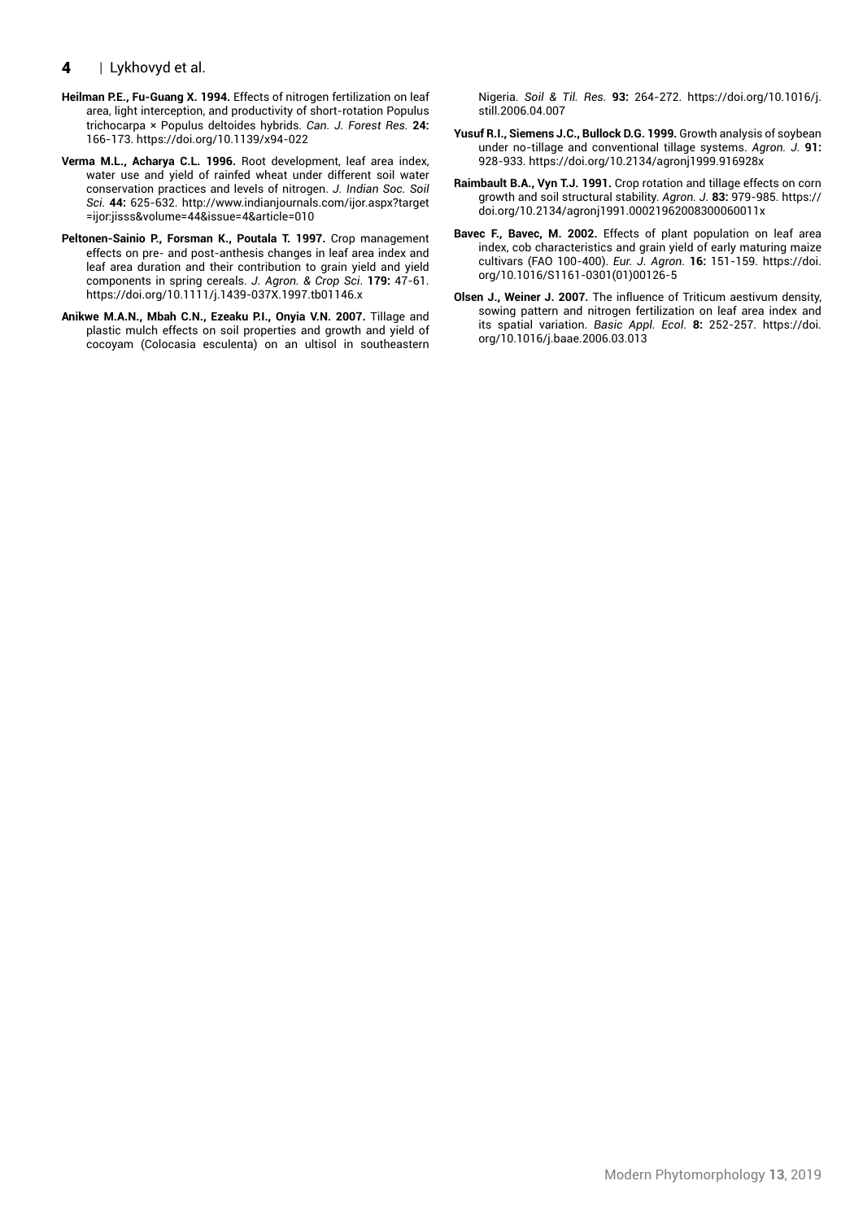**Heilman P.E., Fu-Guang X. 1994.** Effects of nitrogen fertilization on leaf area, light interception, and productivity of short-rotation Populus trichocarpa × Populus deltoides hybrids. *Can. J. Forest Res.* **24:** 166-173. https://doi.org/10.1139/x94-022

**Verma M.L., Acharya C.L. 1996.** Root development, leaf area index, water use and yield of rainfed wheat under different soil water conservation practices and levels of nitrogen. *J. Indian Soc. Soil Sci.* **44:** 625-632. http://www.indianjournals.com/ijor.aspx?target=ijor:jisss&volume=44&issue=4&article=010

**Peltonen-Sainio P., Forsman K., Poutala T. 1997.** Crop management effects on pre- and post-anthesis changes in leaf area index and leaf area duration and their contribution to grain yield and yield components in spring cereals. *J. Agron. & Crop Sci.* **179:** 47-61. https://doi.org/10.1111/j.1439-037X.1997.tb01146.x

**Anikwe M.A.N., Mbah C.N., Ezeaku P.I., Onyia V.N. 2007.** Tillage and plastic mulch effects on soil properties and growth and yield of cocoyam (Colocasia esculenta) on an ultisol in southeastern Nigeria. *Soil & Til. Res.* **93:** 264-272. https://doi.org/10.1016/j.still.2006.04.007

**Yusuf R.I., Siemens J.C., Bullock D.G. 1999.** Growth analysis of soybean under no-tillage and conventional tillage systems. *Agron. J.* **91:** 928-933. https://doi.org/10.2134/agronj1999.916928x

**Raimbault B.A., Vyn T.J. 1991.** Crop rotation and tillage effects on corn growth and soil structural stability. *Agron. J.* **83:** 979-985. https://doi.org/10.2134/agronj1991.00021962008300060011x

**Bavec F., Bavec, M. 2002.** Effects of plant population on leaf area index, cob characteristics and grain yield of early maturing maize cultivars (FAO 100-400). *Eur. J. Agron.* **16:** 151-159. https://doi.org/10.1016/S1161-0301(01)00126-5

**Olsen J., Weiner J. 2007.** The influence of Triticum aestivum density, sowing pattern and nitrogen fertilization on leaf area index and its spatial variation. *Basic Appl. Ecol.* **8:** 252-257. https://doi.org/10.1016/j.baae.2006.03.013